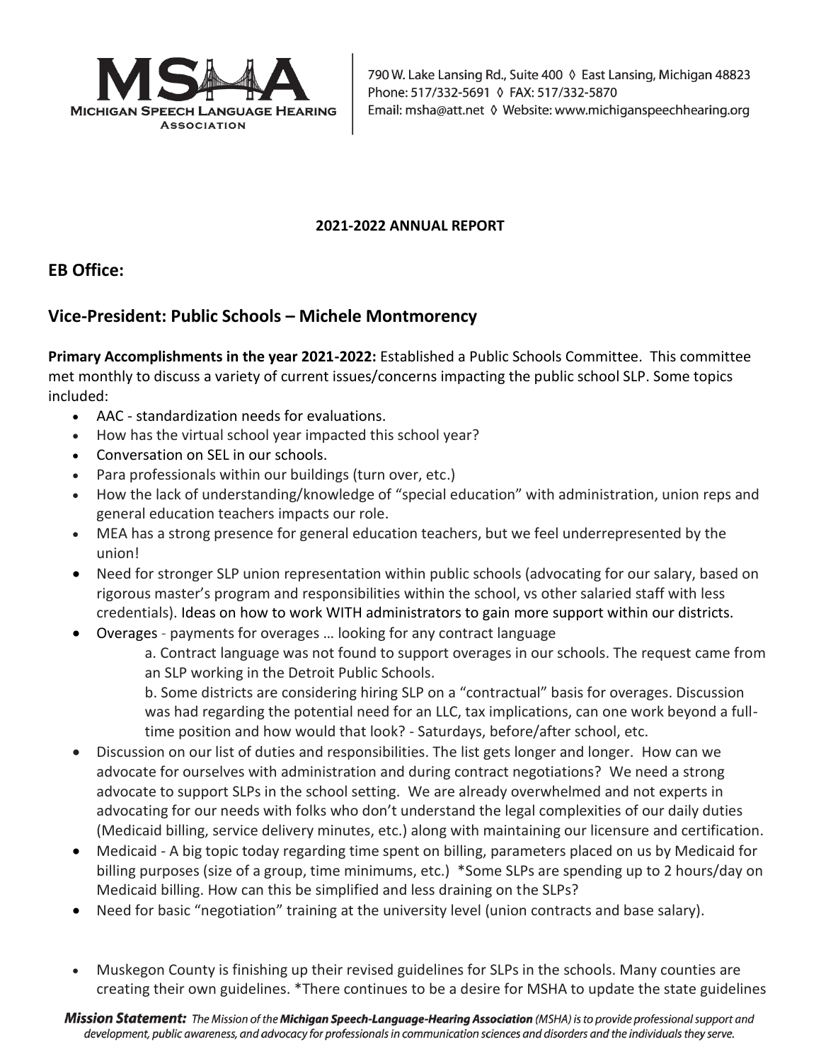MICHIGAN SPEECH LANGUAGE HEARING ASSOCIATION

790 W. Lake Lansing Rd., Suite 400 ◊ East Lansing, Michigan 48823
Phone: 517/332-5691 ◊ FAX: 517/332-5870
Email: msha@att.net ◊ Website: www.michiganspeechhearing.org

**2021-2022 ANNUAL REPORT**

## EB Office:

## Vice-President: Public Schools – Michele Montmorency

**Primary Accomplishments in the year 2021-2022:** Established a Public Schools Committee. This committee met monthly to discuss a variety of current issues/concerns impacting the public school SLP. Some topics included:

- AAC - standardization needs for evaluations.
- How has the virtual school year impacted this school year?
- Conversation on SEL in our schools.
- Para professionals within our buildings (turn over, etc.)
- How the lack of understanding/knowledge of "special education" with administration, union reps and general education teachers impacts our role.
- MEA has a strong presence for general education teachers, but we feel underrepresented by the union!
- Need for stronger SLP union representation within public schools (advocating for our salary, based on rigorous master's program and responsibilities within the school, vs other salaried staff with less credentials). Ideas on how to work WITH administrators to gain more support within our districts.
- Overages - payments for overages … looking for any contract language
    a. Contract language was not found to support overages in our schools. The request came from an SLP working in the Detroit Public Schools.
    b. Some districts are considering hiring SLP on a "contractual" basis for overages. Discussion was had regarding the potential need for an LLC, tax implications, can one work beyond a full-time position and how would that look? - Saturdays, before/after school, etc.
- Discussion on our list of duties and responsibilities. The list gets longer and longer. How can we advocate for ourselves with administration and during contract negotiations? We need a strong advocate to support SLPs in the school setting. We are already overwhelmed and not experts in advocating for our needs with folks who don't understand the legal complexities of our daily duties (Medicaid billing, service delivery minutes, etc.) along with maintaining our licensure and certification.
- Medicaid - A big topic today regarding time spent on billing, parameters placed on us by Medicaid for billing purposes (size of a group, time minimums, etc.) *Some SLPs are spending up to 2 hours/day on Medicaid billing. How can this be simplified and less draining on the SLPs?
- Need for basic "negotiation" training at the university level (union contracts and base salary).

- Muskegon County is finishing up their revised guidelines for SLPs in the schools. Many counties are creating their own guidelines. *There continues to be a desire for MSHA to update the state guidelines

***Mission Statement:*** *The Mission of the **Michigan Speech-Language-Hearing Association** (MSHA) is to provide professional support and development, public awareness, and advocacy for professionals in communication sciences and disorders and the individuals they serve.*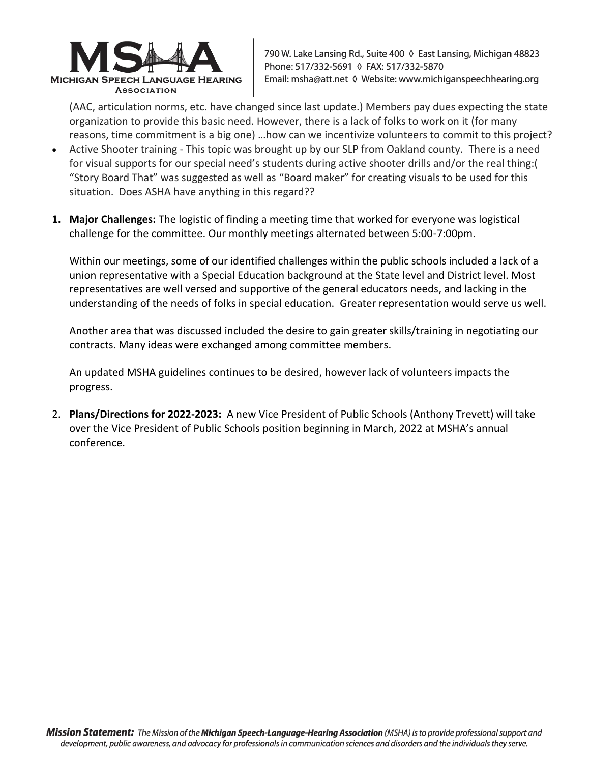(AAC, articulation norms, etc. have changed since last update.) Members pay dues expecting the state organization to provide this basic need. However, there is a lack of folks to work on it (for many reasons, time commitment is a big one) …how can we incentivize volunteers to commit to this project?

- Active Shooter training - This topic was brought up by our SLP from Oakland county. There is a need for visual supports for our special need's students during active shooter drills and/or the real thing:( "Story Board That" was suggested as well as "Board maker" for creating visuals to be used for this situation. Does ASHA have anything in this regard??

1. **Major Challenges:** The logistic of finding a meeting time that worked for everyone was logistical challenge for the committee. Our monthly meetings alternated between 5:00-7:00pm.

   Within our meetings, some of our identified challenges within the public schools included a lack of a union representative with a Special Education background at the State level and District level. Most representatives are well versed and supportive of the general educators needs, and lacking in the understanding of the needs of folks in special education. Greater representation would serve us well.

   Another area that was discussed included the desire to gain greater skills/training in negotiating our contracts. Many ideas were exchanged among committee members.

   An updated MSHA guidelines continues to be desired, however lack of volunteers impacts the progress.

2. **Plans/Directions for 2022-2023:** A new Vice President of Public Schools (Anthony Trevett) will take over the Vice President of Public Schools position beginning in March, 2022 at MSHA's annual conference.